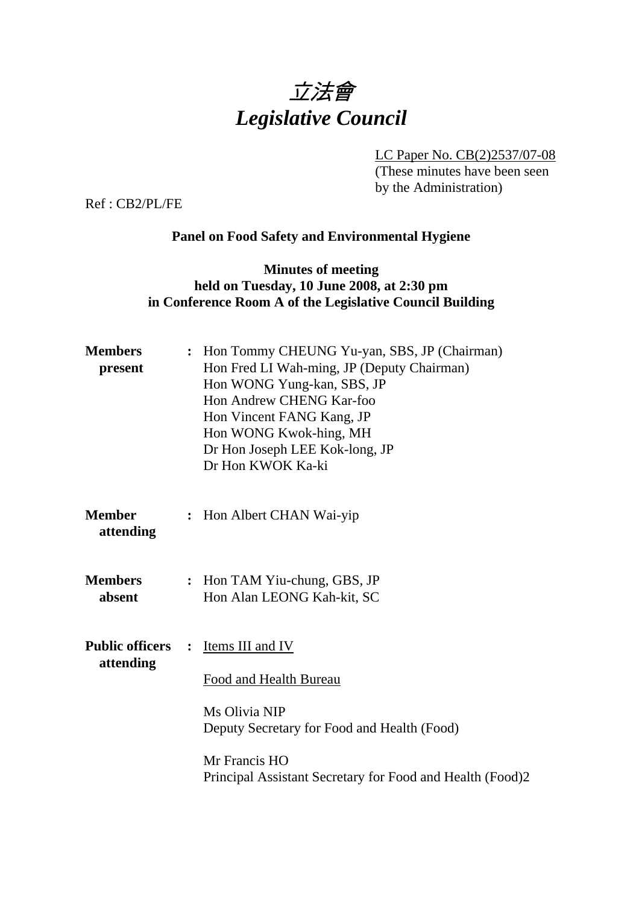# *立法會*
# *Legislative Council*

LC Paper No. CB(2)2537/07-08
(These minutes have been seen by the Administration)

Ref : CB2/PL/FE

**Panel on Food Safety and Environmental Hygiene**

**Minutes of meeting held on Tuesday, 10 June 2008, at 2:30 pm in Conference Room A of the Legislative Council Building**

**Members present** : Hon Tommy CHEUNG Yu-yan, SBS, JP (Chairman)
Hon Fred LI Wah-ming, JP (Deputy Chairman)
Hon WONG Yung-kan, SBS, JP
Hon Andrew CHENG Kar-foo
Hon Vincent FANG Kang, JP
Hon WONG Kwok-hing, MH
Dr Hon Joseph LEE Kok-long, JP
Dr Hon KWOK Ka-ki

**Member attending** : Hon Albert CHAN Wai-yip

**Members absent** : Hon TAM Yiu-chung, GBS, JP
Hon Alan LEONG Kah-kit, SC

**Public officers attending** : Items III and IV

Food and Health Bureau

Ms Olivia NIP
Deputy Secretary for Food and Health (Food)

Mr Francis HO
Principal Assistant Secretary for Food and Health (Food)2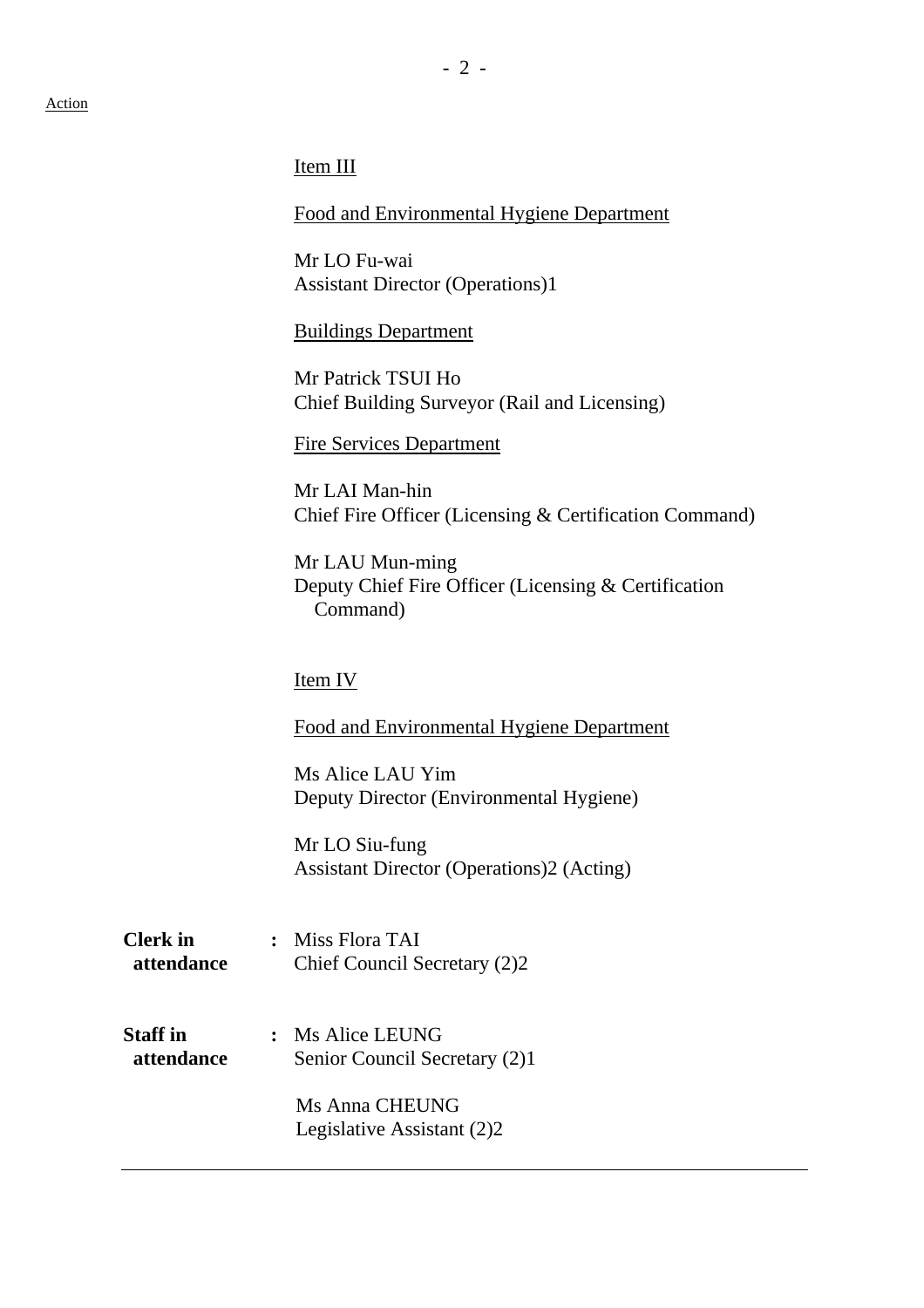Action

Item III

Food and Environmental Hygiene Department

Mr LO Fu-wai
Assistant Director (Operations)1

Buildings Department

Mr Patrick TSUI Ho
Chief Building Surveyor (Rail and Licensing)

Fire Services Department

Mr LAI Man-hin
Chief Fire Officer (Licensing & Certification Command)

Mr LAU Mun-ming
Deputy Chief Fire Officer (Licensing & Certification Command)

Item IV

Food and Environmental Hygiene Department

Ms Alice LAU Yim
Deputy Director (Environmental Hygiene)

Mr LO Siu-fung
Assistant Director (Operations)2 (Acting)

**Clerk in attendance** : Miss Flora TAI
Chief Council Secretary (2)2

**Staff in attendance** : Ms Alice LEUNG
Senior Council Secretary (2)1

Ms Anna CHEUNG
Legislative Assistant (2)2

---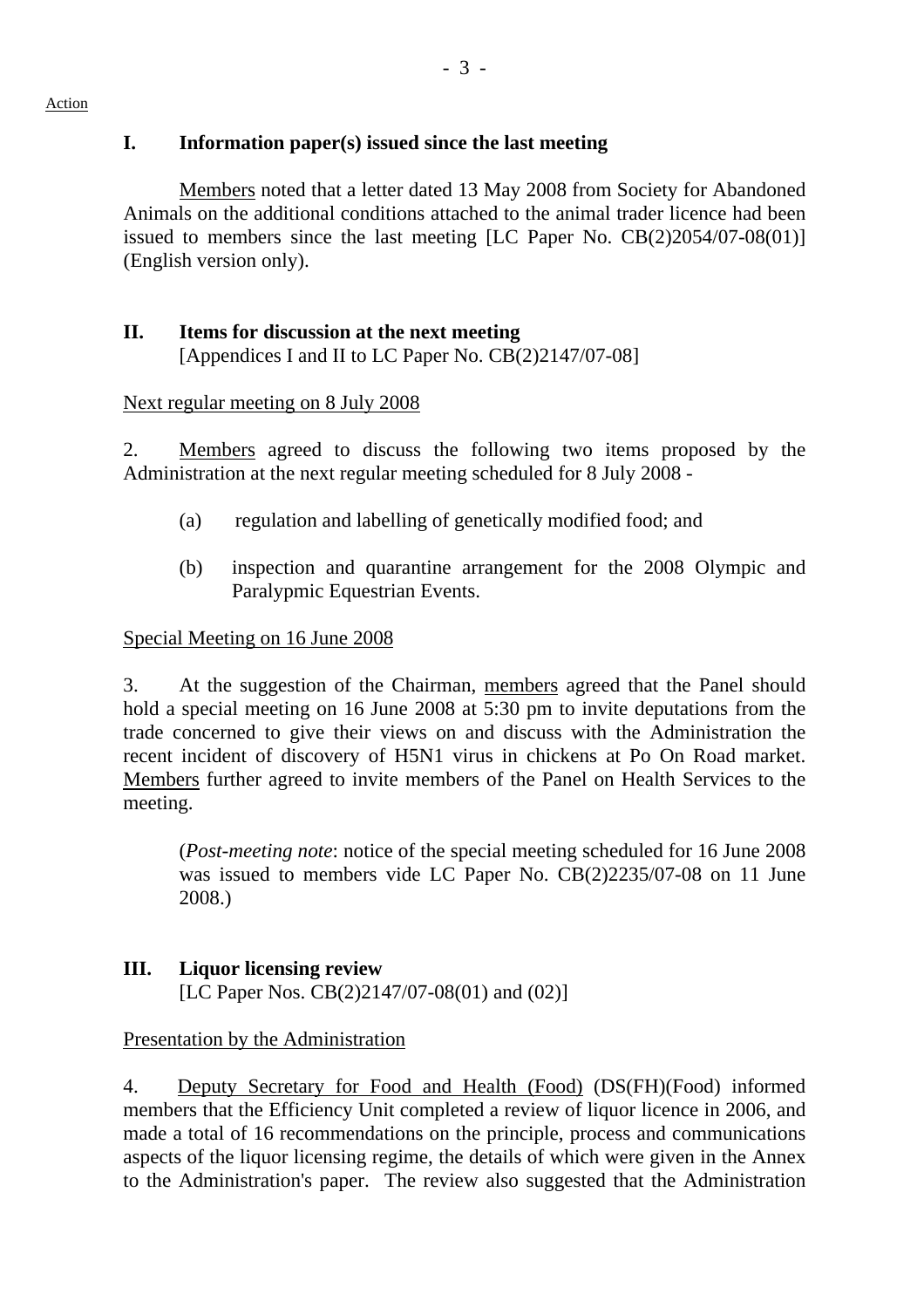Action

## I. Information paper(s) issued since the last meeting

Members noted that a letter dated 13 May 2008 from Society for Abandoned Animals on the additional conditions attached to the animal trader licence had been issued to members since the last meeting [LC Paper No. CB(2)2054/07-08(01)] (English version only).

## II. Items for discussion at the next meeting

[Appendices I and II to LC Paper No. CB(2)2147/07-08]

Next regular meeting on 8 July 2008

2. Members agreed to discuss the following two items proposed by the Administration at the next regular meeting scheduled for 8 July 2008 -

(a) regulation and labelling of genetically modified food; and

(b) inspection and quarantine arrangement for the 2008 Olympic and Paralympic Equestrian Events.

Special Meeting on 16 June 2008

3. At the suggestion of the Chairman, members agreed that the Panel should hold a special meeting on 16 June 2008 at 5:30 pm to invite deputations from the trade concerned to give their views on and discuss with the Administration the recent incident of discovery of H5N1 virus in chickens at Po On Road market. Members further agreed to invite members of the Panel on Health Services to the meeting.

(*Post-meeting note*: notice of the special meeting scheduled for 16 June 2008 was issued to members vide LC Paper No. CB(2)2235/07-08 on 11 June 2008.)

## III. Liquor licensing review

[LC Paper Nos. CB(2)2147/07-08(01) and (02)]

Presentation by the Administration

4. Deputy Secretary for Food and Health (Food) (DS(FH)(Food) informed members that the Efficiency Unit completed a review of liquor licence in 2006, and made a total of 16 recommendations on the principle, process and communications aspects of the liquor licensing regime, the details of which were given in the Annex to the Administration's paper. The review also suggested that the Administration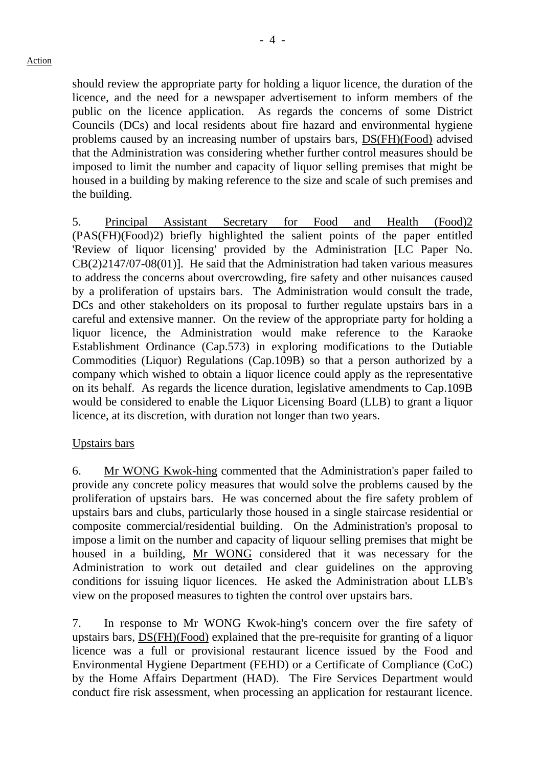should review the appropriate party for holding a liquor licence, the duration of the licence, and the need for a newspaper advertisement to inform members of the public on the licence application. As regards the concerns of some District Councils (DCs) and local residents about fire hazard and environmental hygiene problems caused by an increasing number of upstairs bars, DS(FH)(Food) advised that the Administration was considering whether further control measures should be imposed to limit the number and capacity of liquor selling premises that might be housed in a building by making reference to the size and scale of such premises and the building.

5. Principal Assistant Secretary for Food and Health (Food)2 (PAS(FH)(Food)2) briefly highlighted the salient points of the paper entitled 'Review of liquor licensing' provided by the Administration [LC Paper No. CB(2)2147/07-08(01)]. He said that the Administration had taken various measures to address the concerns about overcrowding, fire safety and other nuisances caused by a proliferation of upstairs bars. The Administration would consult the trade, DCs and other stakeholders on its proposal to further regulate upstairs bars in a careful and extensive manner. On the review of the appropriate party for holding a liquor licence, the Administration would make reference to the Karaoke Establishment Ordinance (Cap.573) in exploring modifications to the Dutiable Commodities (Liquor) Regulations (Cap.109B) so that a person authorized by a company which wished to obtain a liquor licence could apply as the representative on its behalf. As regards the licence duration, legislative amendments to Cap.109B would be considered to enable the Liquor Licensing Board (LLB) to grant a liquor licence, at its discretion, with duration not longer than two years.

Upstairs bars

6. Mr WONG Kwok-hing commented that the Administration's paper failed to provide any concrete policy measures that would solve the problems caused by the proliferation of upstairs bars. He was concerned about the fire safety problem of upstairs bars and clubs, particularly those housed in a single staircase residential or composite commercial/residential building. On the Administration's proposal to impose a limit on the number and capacity of liquour selling premises that might be housed in a building, Mr WONG considered that it was necessary for the Administration to work out detailed and clear guidelines on the approving conditions for issuing liquor licences. He asked the Administration about LLB's view on the proposed measures to tighten the control over upstairs bars.

7. In response to Mr WONG Kwok-hing's concern over the fire safety of upstairs bars, DS(FH)(Food) explained that the pre-requisite for granting of a liquor licence was a full or provisional restaurant licence issued by the Food and Environmental Hygiene Department (FEHD) or a Certificate of Compliance (CoC) by the Home Affairs Department (HAD). The Fire Services Department would conduct fire risk assessment, when processing an application for restaurant licence.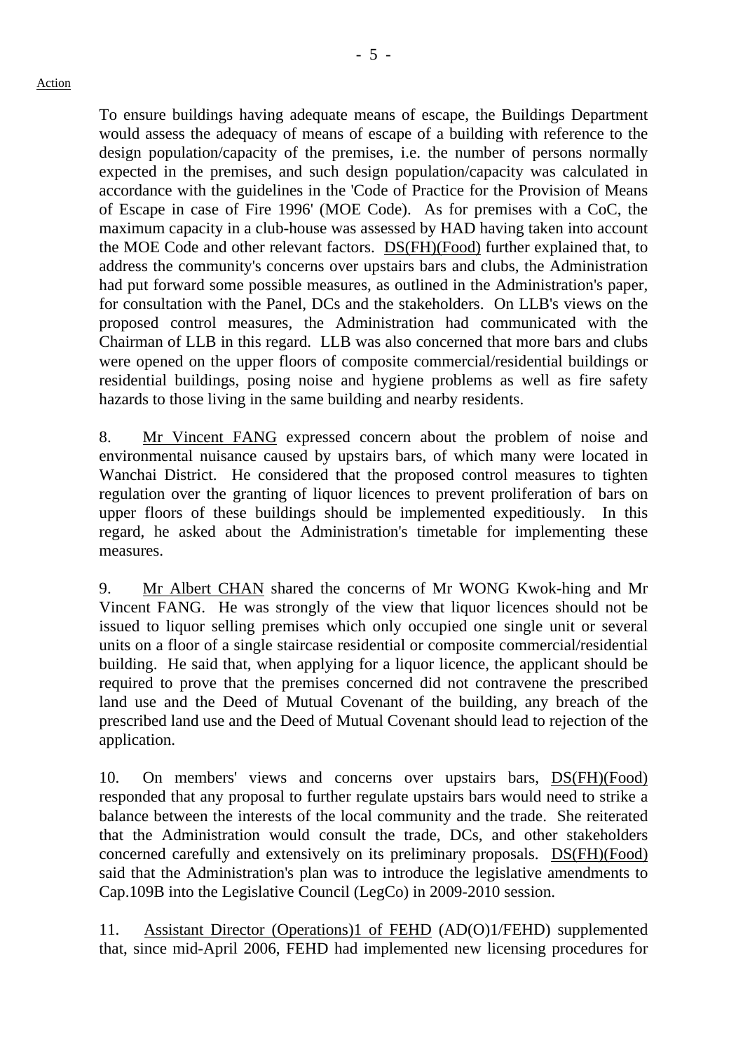Action

To ensure buildings having adequate means of escape, the Buildings Department would assess the adequacy of means of escape of a building with reference to the design population/capacity of the premises, i.e. the number of persons normally expected in the premises, and such design population/capacity was calculated in accordance with the guidelines in the 'Code of Practice for the Provision of Means of Escape in case of Fire 1996' (MOE Code). As for premises with a CoC, the maximum capacity in a club-house was assessed by HAD having taken into account the MOE Code and other relevant factors. DS(FH)(Food) further explained that, to address the community's concerns over upstairs bars and clubs, the Administration had put forward some possible measures, as outlined in the Administration's paper, for consultation with the Panel, DCs and the stakeholders. On LLB's views on the proposed control measures, the Administration had communicated with the Chairman of LLB in this regard. LLB was also concerned that more bars and clubs were opened on the upper floors of composite commercial/residential buildings or residential buildings, posing noise and hygiene problems as well as fire safety hazards to those living in the same building and nearby residents.

8. Mr Vincent FANG expressed concern about the problem of noise and environmental nuisance caused by upstairs bars, of which many were located in Wanchai District. He considered that the proposed control measures to tighten regulation over the granting of liquor licences to prevent proliferation of bars on upper floors of these buildings should be implemented expeditiously. In this regard, he asked about the Administration's timetable for implementing these measures.

9. Mr Albert CHAN shared the concerns of Mr WONG Kwok-hing and Mr Vincent FANG. He was strongly of the view that liquor licences should not be issued to liquor selling premises which only occupied one single unit or several units on a floor of a single staircase residential or composite commercial/residential building. He said that, when applying for a liquor licence, the applicant should be required to prove that the premises concerned did not contravene the prescribed land use and the Deed of Mutual Covenant of the building, any breach of the prescribed land use and the Deed of Mutual Covenant should lead to rejection of the application.

10. On members' views and concerns over upstairs bars, DS(FH)(Food) responded that any proposal to further regulate upstairs bars would need to strike a balance between the interests of the local community and the trade. She reiterated that the Administration would consult the trade, DCs, and other stakeholders concerned carefully and extensively on its preliminary proposals. DS(FH)(Food) said that the Administration's plan was to introduce the legislative amendments to Cap.109B into the Legislative Council (LegCo) in 2009-2010 session.

11. Assistant Director (Operations)1 of FEHD (AD(O)1/FEHD) supplemented that, since mid-April 2006, FEHD had implemented new licensing procedures for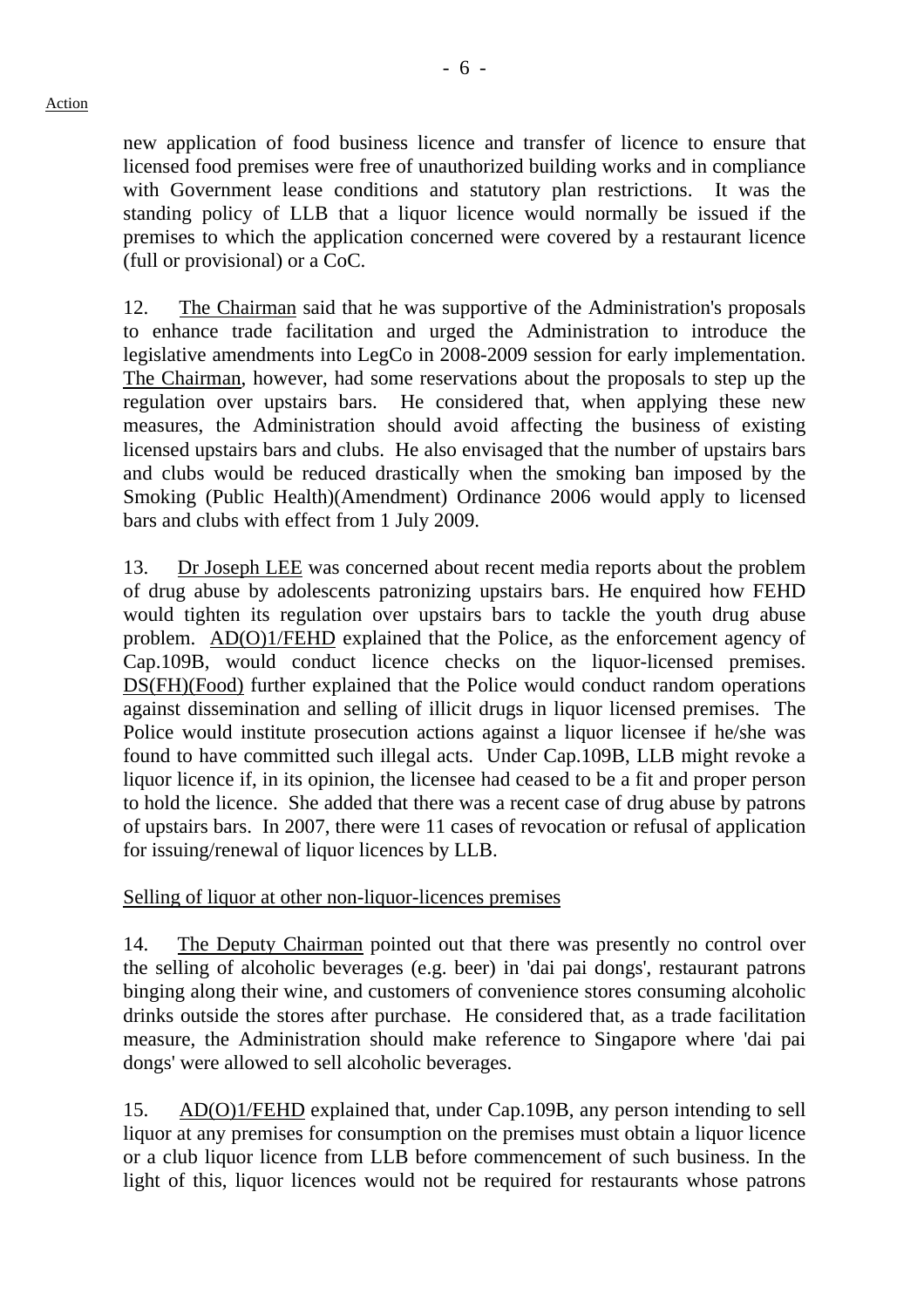new application of food business licence and transfer of licence to ensure that licensed food premises were free of unauthorized building works and in compliance with Government lease conditions and statutory plan restrictions. It was the standing policy of LLB that a liquor licence would normally be issued if the premises to which the application concerned were covered by a restaurant licence (full or provisional) or a CoC.

12. The Chairman said that he was supportive of the Administration's proposals to enhance trade facilitation and urged the Administration to introduce the legislative amendments into LegCo in 2008-2009 session for early implementation. The Chairman, however, had some reservations about the proposals to step up the regulation over upstairs bars. He considered that, when applying these new measures, the Administration should avoid affecting the business of existing licensed upstairs bars and clubs. He also envisaged that the number of upstairs bars and clubs would be reduced drastically when the smoking ban imposed by the Smoking (Public Health)(Amendment) Ordinance 2006 would apply to licensed bars and clubs with effect from 1 July 2009.

13. Dr Joseph LEE was concerned about recent media reports about the problem of drug abuse by adolescents patronizing upstairs bars. He enquired how FEHD would tighten its regulation over upstairs bars to tackle the youth drug abuse problem. AD(O)1/FEHD explained that the Police, as the enforcement agency of Cap.109B, would conduct licence checks on the liquor-licensed premises. DS(FH)(Food) further explained that the Police would conduct random operations against dissemination and selling of illicit drugs in liquor licensed premises. The Police would institute prosecution actions against a liquor licensee if he/she was found to have committed such illegal acts. Under Cap.109B, LLB might revoke a liquor licence if, in its opinion, the licensee had ceased to be a fit and proper person to hold the licence. She added that there was a recent case of drug abuse by patrons of upstairs bars. In 2007, there were 11 cases of revocation or refusal of application for issuing/renewal of liquor licences by LLB.

Selling of liquor at other non-liquor-licences premises

14. The Deputy Chairman pointed out that there was presently no control over the selling of alcoholic beverages (e.g. beer) in 'dai pai dongs', restaurant patrons binging along their wine, and customers of convenience stores consuming alcoholic drinks outside the stores after purchase. He considered that, as a trade facilitation measure, the Administration should make reference to Singapore where 'dai pai dongs' were allowed to sell alcoholic beverages.

15. AD(O)1/FEHD explained that, under Cap.109B, any person intending to sell liquor at any premises for consumption on the premises must obtain a liquor licence or a club liquor licence from LLB before commencement of such business. In the light of this, liquor licences would not be required for restaurants whose patrons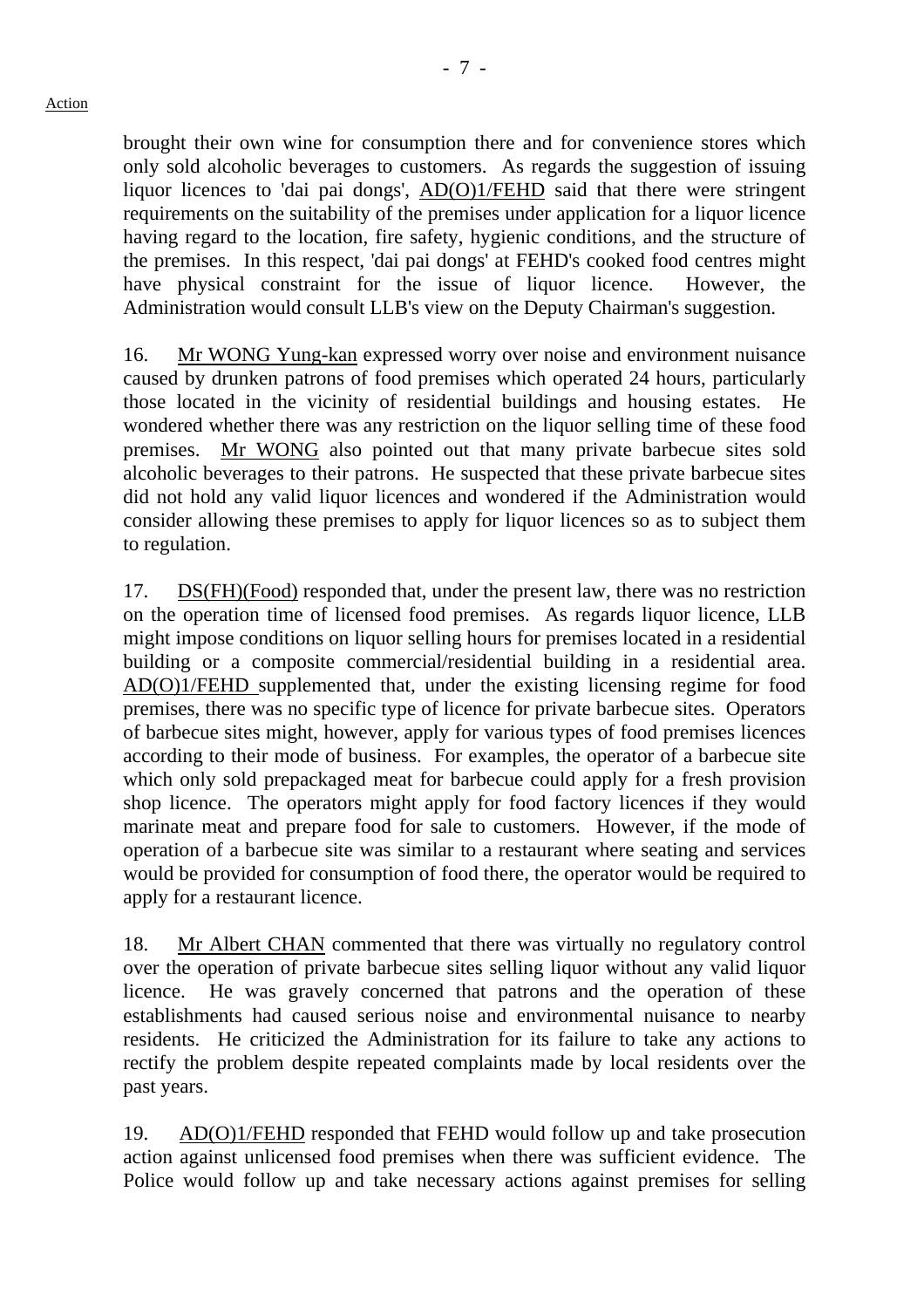Action

brought their own wine for consumption there and for convenience stores which only sold alcoholic beverages to customers. As regards the suggestion of issuing liquor licences to 'dai pai dongs', AD(O)1/FEHD said that there were stringent requirements on the suitability of the premises under application for a liquor licence having regard to the location, fire safety, hygienic conditions, and the structure of the premises. In this respect, 'dai pai dongs' at FEHD's cooked food centres might have physical constraint for the issue of liquor licence. However, the Administration would consult LLB's view on the Deputy Chairman's suggestion.

16. Mr WONG Yung-kan expressed worry over noise and environment nuisance caused by drunken patrons of food premises which operated 24 hours, particularly those located in the vicinity of residential buildings and housing estates. He wondered whether there was any restriction on the liquor selling time of these food premises. Mr WONG also pointed out that many private barbecue sites sold alcoholic beverages to their patrons. He suspected that these private barbecue sites did not hold any valid liquor licences and wondered if the Administration would consider allowing these premises to apply for liquor licences so as to subject them to regulation.

17. DS(FH)(Food) responded that, under the present law, there was no restriction on the operation time of licensed food premises. As regards liquor licence, LLB might impose conditions on liquor selling hours for premises located in a residential building or a composite commercial/residential building in a residential area. AD(O)1/FEHD supplemented that, under the existing licensing regime for food premises, there was no specific type of licence for private barbecue sites. Operators of barbecue sites might, however, apply for various types of food premises licences according to their mode of business. For examples, the operator of a barbecue site which only sold prepackaged meat for barbecue could apply for a fresh provision shop licence. The operators might apply for food factory licences if they would marinate meat and prepare food for sale to customers. However, if the mode of operation of a barbecue site was similar to a restaurant where seating and services would be provided for consumption of food there, the operator would be required to apply for a restaurant licence.

18. Mr Albert CHAN commented that there was virtually no regulatory control over the operation of private barbecue sites selling liquor without any valid liquor licence. He was gravely concerned that patrons and the operation of these establishments had caused serious noise and environmental nuisance to nearby residents. He criticized the Administration for its failure to take any actions to rectify the problem despite repeated complaints made by local residents over the past years.

19. AD(O)1/FEHD responded that FEHD would follow up and take prosecution action against unlicensed food premises when there was sufficient evidence. The Police would follow up and take necessary actions against premises for selling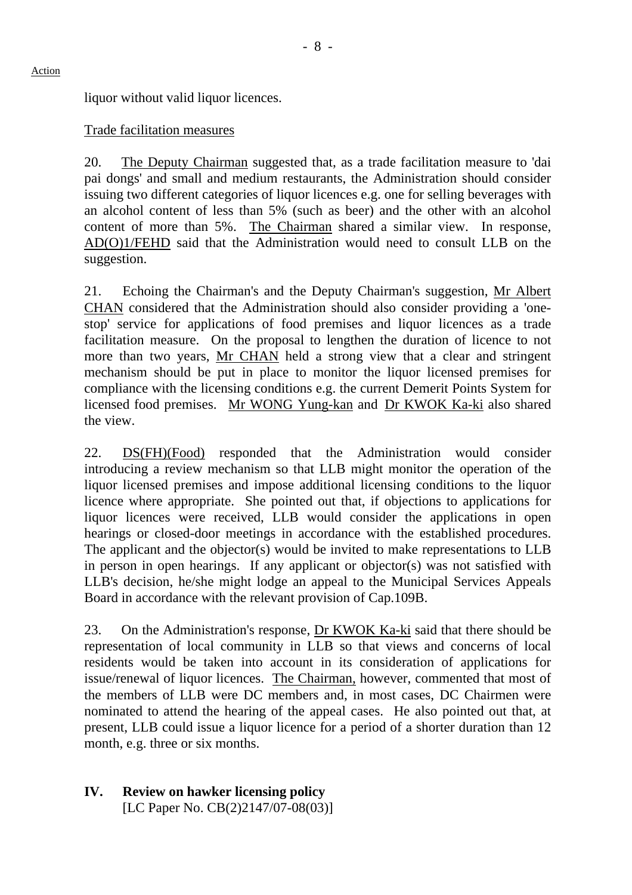Action

liquor without valid liquor licences.

Trade facilitation measures

20. The Deputy Chairman suggested that, as a trade facilitation measure to 'dai pai dongs' and small and medium restaurants, the Administration should consider issuing two different categories of liquor licences e.g. one for selling beverages with an alcohol content of less than 5% (such as beer) and the other with an alcohol content of more than 5%. The Chairman shared a similar view. In response, AD(O)1/FEHD said that the Administration would need to consult LLB on the suggestion.

21. Echoing the Chairman's and the Deputy Chairman's suggestion, Mr Albert CHAN considered that the Administration should also consider providing a 'one-stop' service for applications of food premises and liquor licences as a trade facilitation measure. On the proposal to lengthen the duration of licence to not more than two years, Mr CHAN held a strong view that a clear and stringent mechanism should be put in place to monitor the liquor licensed premises for compliance with the licensing conditions e.g. the current Demerit Points System for licensed food premises. Mr WONG Yung-kan and Dr KWOK Ka-ki also shared the view.

22. DS(FH)(Food) responded that the Administration would consider introducing a review mechanism so that LLB might monitor the operation of the liquor licensed premises and impose additional licensing conditions to the liquor licence where appropriate. She pointed out that, if objections to applications for liquor licences were received, LLB would consider the applications in open hearings or closed-door meetings in accordance with the established procedures. The applicant and the objector(s) would be invited to make representations to LLB in person in open hearings. If any applicant or objector(s) was not satisfied with LLB's decision, he/she might lodge an appeal to the Municipal Services Appeals Board in accordance with the relevant provision of Cap.109B.

23. On the Administration's response, Dr KWOK Ka-ki said that there should be representation of local community in LLB so that views and concerns of local residents would be taken into account in its consideration of applications for issue/renewal of liquor licences. The Chairman, however, commented that most of the members of LLB were DC members and, in most cases, DC Chairmen were nominated to attend the hearing of the appeal cases. He also pointed out that, at present, LLB could issue a liquor licence for a period of a shorter duration than 12 month, e.g. three or six months.

## IV. Review on hawker licensing policy

[LC Paper No. CB(2)2147/07-08(03)]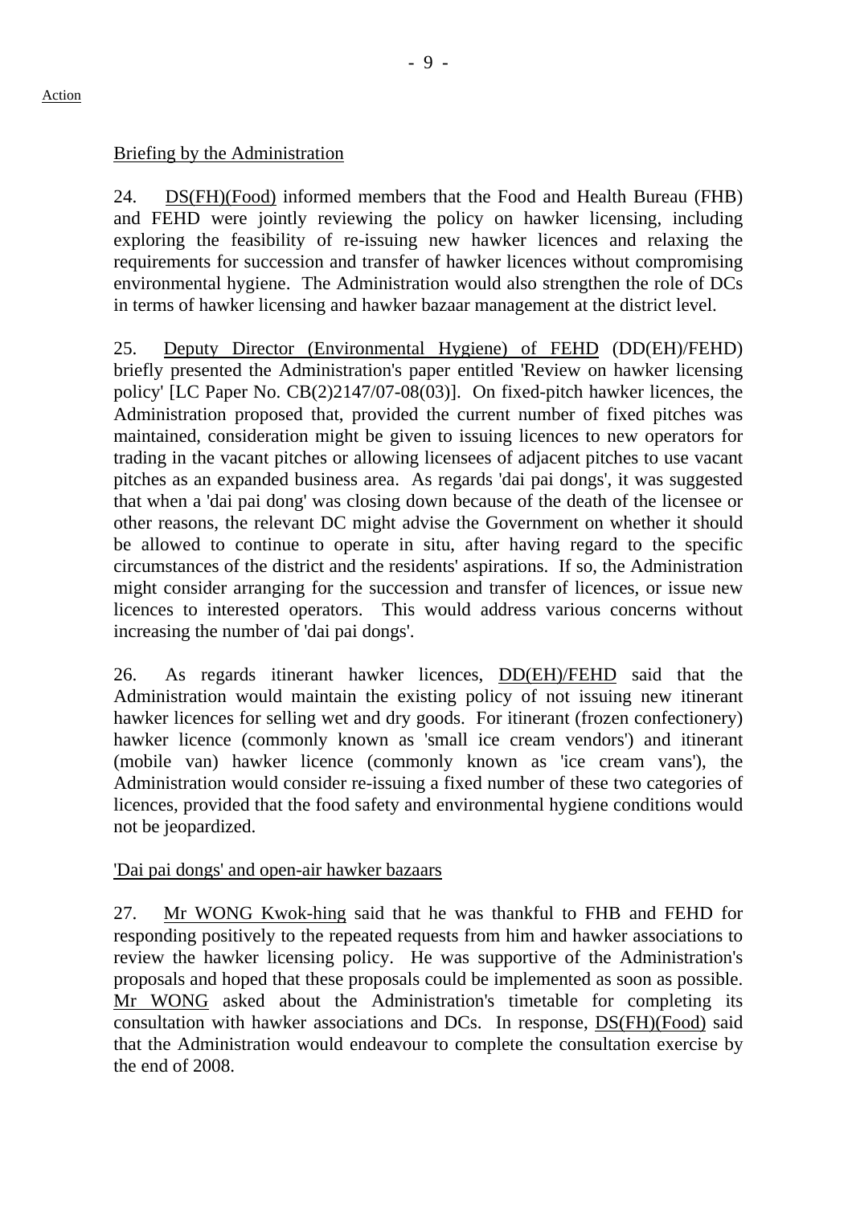Action

Briefing by the Administration

24. DS(FH)(Food) informed members that the Food and Health Bureau (FHB) and FEHD were jointly reviewing the policy on hawker licensing, including exploring the feasibility of re-issuing new hawker licences and relaxing the requirements for succession and transfer of hawker licences without compromising environmental hygiene. The Administration would also strengthen the role of DCs in terms of hawker licensing and hawker bazaar management at the district level.

25. Deputy Director (Environmental Hygiene) of FEHD (DD(EH)/FEHD) briefly presented the Administration's paper entitled 'Review on hawker licensing policy' [LC Paper No. CB(2)2147/07-08(03)]. On fixed-pitch hawker licences, the Administration proposed that, provided the current number of fixed pitches was maintained, consideration might be given to issuing licences to new operators for trading in the vacant pitches or allowing licensees of adjacent pitches to use vacant pitches as an expanded business area. As regards 'dai pai dongs', it was suggested that when a 'dai pai dong' was closing down because of the death of the licensee or other reasons, the relevant DC might advise the Government on whether it should be allowed to continue to operate in situ, after having regard to the specific circumstances of the district and the residents' aspirations. If so, the Administration might consider arranging for the succession and transfer of licences, or issue new licences to interested operators. This would address various concerns without increasing the number of 'dai pai dongs'.

26. As regards itinerant hawker licences, DD(EH)/FEHD said that the Administration would maintain the existing policy of not issuing new itinerant hawker licences for selling wet and dry goods. For itinerant (frozen confectionery) hawker licence (commonly known as 'small ice cream vendors') and itinerant (mobile van) hawker licence (commonly known as 'ice cream vans'), the Administration would consider re-issuing a fixed number of these two categories of licences, provided that the food safety and environmental hygiene conditions would not be jeopardized.

'Dai pai dongs' and open-air hawker bazaars

27. Mr WONG Kwok-hing said that he was thankful to FHB and FEHD for responding positively to the repeated requests from him and hawker associations to review the hawker licensing policy. He was supportive of the Administration's proposals and hoped that these proposals could be implemented as soon as possible. Mr WONG asked about the Administration's timetable for completing its consultation with hawker associations and DCs. In response, DS(FH)(Food) said that the Administration would endeavour to complete the consultation exercise by the end of 2008.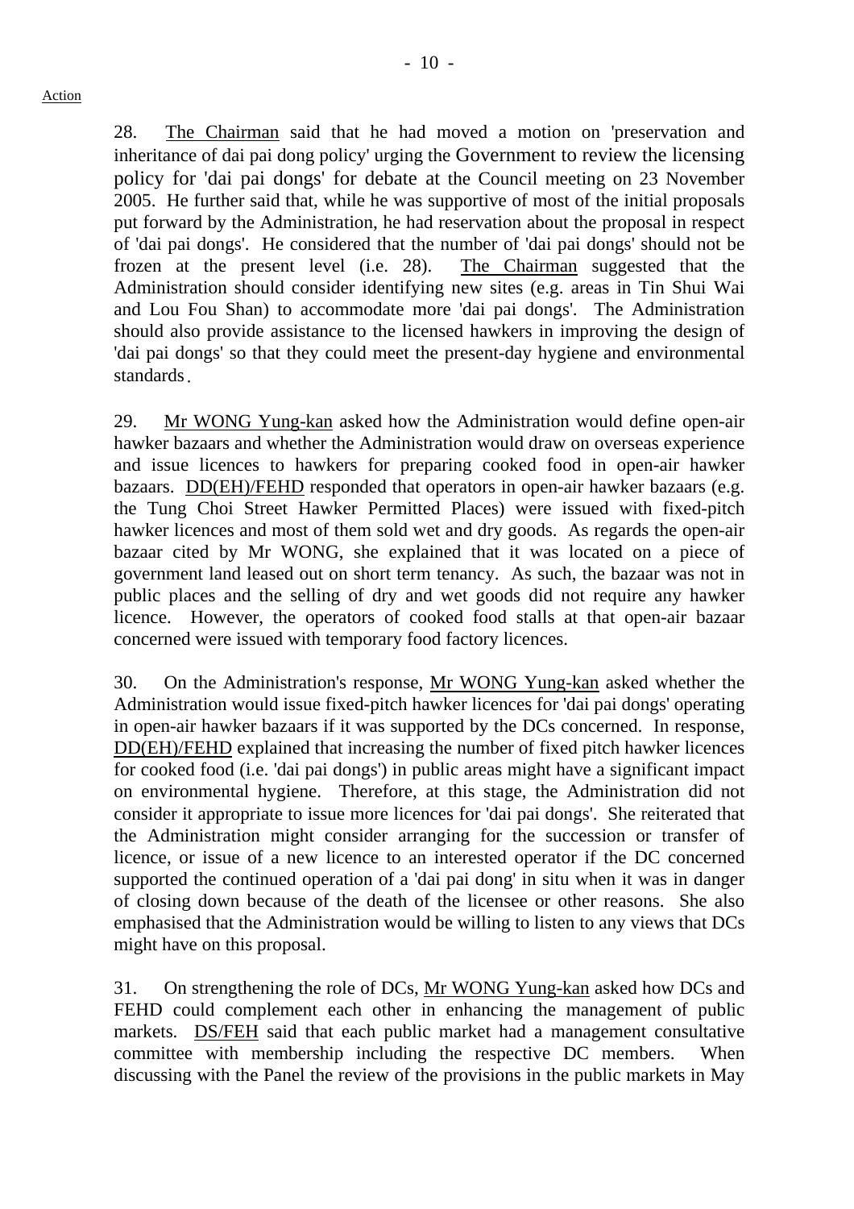Action

28. The Chairman said that he had moved a motion on 'preservation and inheritance of dai pai dong policy' urging the Government to review the licensing policy for 'dai pai dongs' for debate at the Council meeting on 23 November 2005. He further said that, while he was supportive of most of the initial proposals put forward by the Administration, he had reservation about the proposal in respect of 'dai pai dongs'. He considered that the number of 'dai pai dongs' should not be frozen at the present level (i.e. 28). The Chairman suggested that the Administration should consider identifying new sites (e.g. areas in Tin Shui Wai and Lou Fou Shan) to accommodate more 'dai pai dongs'. The Administration should also provide assistance to the licensed hawkers in improving the design of 'dai pai dongs' so that they could meet the present-day hygiene and environmental standards.

29. Mr WONG Yung-kan asked how the Administration would define open-air hawker bazaars and whether the Administration would draw on overseas experience and issue licences to hawkers for preparing cooked food in open-air hawker bazaars. DD(EH)/FEHD responded that operators in open-air hawker bazaars (e.g. the Tung Choi Street Hawker Permitted Places) were issued with fixed-pitch hawker licences and most of them sold wet and dry goods. As regards the open-air bazaar cited by Mr WONG, she explained that it was located on a piece of government land leased out on short term tenancy. As such, the bazaar was not in public places and the selling of dry and wet goods did not require any hawker licence. However, the operators of cooked food stalls at that open-air bazaar concerned were issued with temporary food factory licences.

30. On the Administration's response, Mr WONG Yung-kan asked whether the Administration would issue fixed-pitch hawker licences for 'dai pai dongs' operating in open-air hawker bazaars if it was supported by the DCs concerned. In response, DD(EH)/FEHD explained that increasing the number of fixed pitch hawker licences for cooked food (i.e. 'dai pai dongs') in public areas might have a significant impact on environmental hygiene. Therefore, at this stage, the Administration did not consider it appropriate to issue more licences for 'dai pai dongs'. She reiterated that the Administration might consider arranging for the succession or transfer of licence, or issue of a new licence to an interested operator if the DC concerned supported the continued operation of a 'dai pai dong' in situ when it was in danger of closing down because of the death of the licensee or other reasons. She also emphasised that the Administration would be willing to listen to any views that DCs might have on this proposal.

31. On strengthening the role of DCs, Mr WONG Yung-kan asked how DCs and FEHD could complement each other in enhancing the management of public markets. DS/FEH said that each public market had a management consultative committee with membership including the respective DC members. When discussing with the Panel the review of the provisions in the public markets in May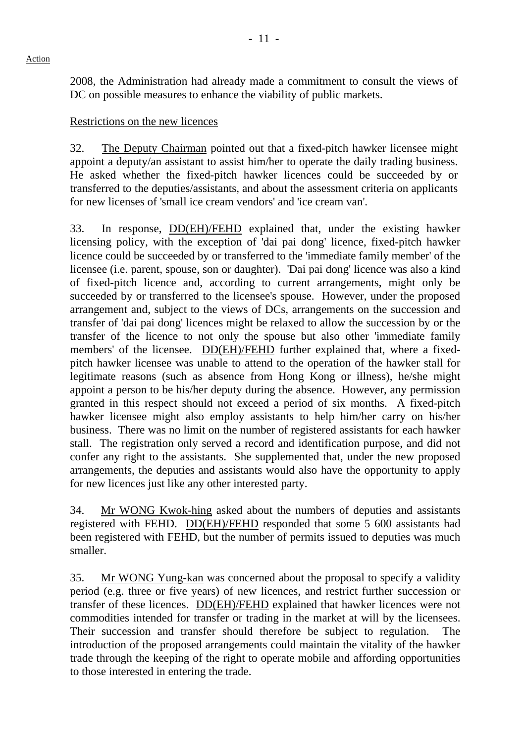Action

2008, the Administration had already made a commitment to consult the views of DC on possible measures to enhance the viability of public markets.

Restrictions on the new licences

32. The Deputy Chairman pointed out that a fixed-pitch hawker licensee might appoint a deputy/an assistant to assist him/her to operate the daily trading business. He asked whether the fixed-pitch hawker licences could be succeeded by or transferred to the deputies/assistants, and about the assessment criteria on applicants for new licenses of 'small ice cream vendors' and 'ice cream van'.

33. In response, DD(EH)/FEHD explained that, under the existing hawker licensing policy, with the exception of 'dai pai dong' licence, fixed-pitch hawker licence could be succeeded by or transferred to the 'immediate family member' of the licensee (i.e. parent, spouse, son or daughter). 'Dai pai dong' licence was also a kind of fixed-pitch licence and, according to current arrangements, might only be succeeded by or transferred to the licensee's spouse. However, under the proposed arrangement and, subject to the views of DCs, arrangements on the succession and transfer of 'dai pai dong' licences might be relaxed to allow the succession by or the transfer of the licence to not only the spouse but also other 'immediate family members' of the licensee. DD(EH)/FEHD further explained that, where a fixed-pitch hawker licensee was unable to attend to the operation of the hawker stall for legitimate reasons (such as absence from Hong Kong or illness), he/she might appoint a person to be his/her deputy during the absence. However, any permission granted in this respect should not exceed a period of six months. A fixed-pitch hawker licensee might also employ assistants to help him/her carry on his/her business. There was no limit on the number of registered assistants for each hawker stall. The registration only served a record and identification purpose, and did not confer any right to the assistants. She supplemented that, under the new proposed arrangements, the deputies and assistants would also have the opportunity to apply for new licences just like any other interested party.

34. Mr WONG Kwok-hing asked about the numbers of deputies and assistants registered with FEHD. DD(EH)/FEHD responded that some 5 600 assistants had been registered with FEHD, but the number of permits issued to deputies was much smaller.

35. Mr WONG Yung-kan was concerned about the proposal to specify a validity period (e.g. three or five years) of new licences, and restrict further succession or transfer of these licences. DD(EH)/FEHD explained that hawker licences were not commodities intended for transfer or trading in the market at will by the licensees. Their succession and transfer should therefore be subject to regulation. The introduction of the proposed arrangements could maintain the vitality of the hawker trade through the keeping of the right to operate mobile and affording opportunities to those interested in entering the trade.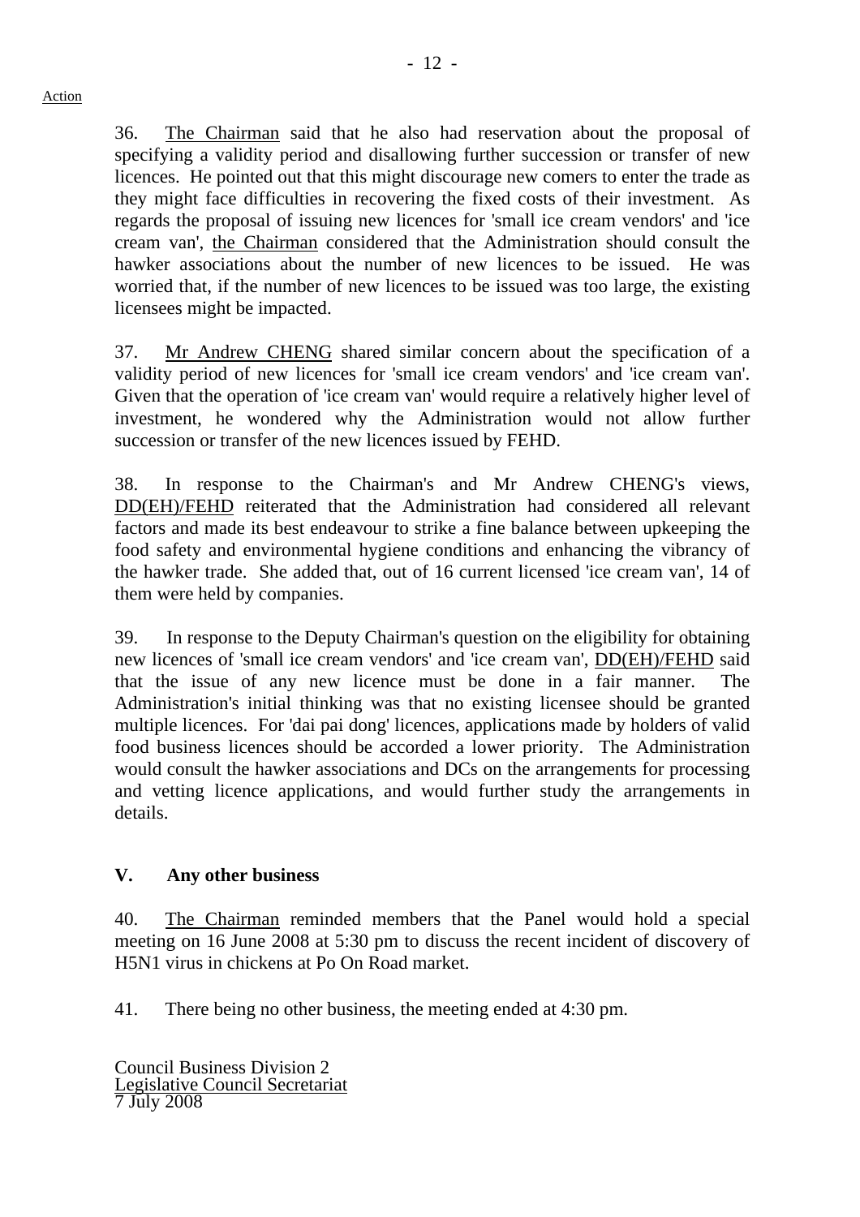Action

36. The Chairman said that he also had reservation about the proposal of specifying a validity period and disallowing further succession or transfer of new licences. He pointed out that this might discourage new comers to enter the trade as they might face difficulties in recovering the fixed costs of their investment. As regards the proposal of issuing new licences for 'small ice cream vendors' and 'ice cream van', the Chairman considered that the Administration should consult the hawker associations about the number of new licences to be issued. He was worried that, if the number of new licences to be issued was too large, the existing licensees might be impacted.

37. Mr Andrew CHENG shared similar concern about the specification of a validity period of new licences for 'small ice cream vendors' and 'ice cream van'. Given that the operation of 'ice cream van' would require a relatively higher level of investment, he wondered why the Administration would not allow further succession or transfer of the new licences issued by FEHD.

38. In response to the Chairman's and Mr Andrew CHENG's views, DD(EH)/FEHD reiterated that the Administration had considered all relevant factors and made its best endeavour to strike a fine balance between upkeeping the food safety and environmental hygiene conditions and enhancing the vibrancy of the hawker trade. She added that, out of 16 current licensed 'ice cream van', 14 of them were held by companies.

39. In response to the Deputy Chairman's question on the eligibility for obtaining new licences of 'small ice cream vendors' and 'ice cream van', DD(EH)/FEHD said that the issue of any new licence must be done in a fair manner. The Administration's initial thinking was that no existing licensee should be granted multiple licences. For 'dai pai dong' licences, applications made by holders of valid food business licences should be accorded a lower priority. The Administration would consult the hawker associations and DCs on the arrangements for processing and vetting licence applications, and would further study the arrangements in details.

## V. Any other business

40. The Chairman reminded members that the Panel would hold a special meeting on 16 June 2008 at 5:30 pm to discuss the recent incident of discovery of H5N1 virus in chickens at Po On Road market.

41. There being no other business, the meeting ended at 4:30 pm.

Council Business Division 2
Legislative Council Secretariat
7 July 2008